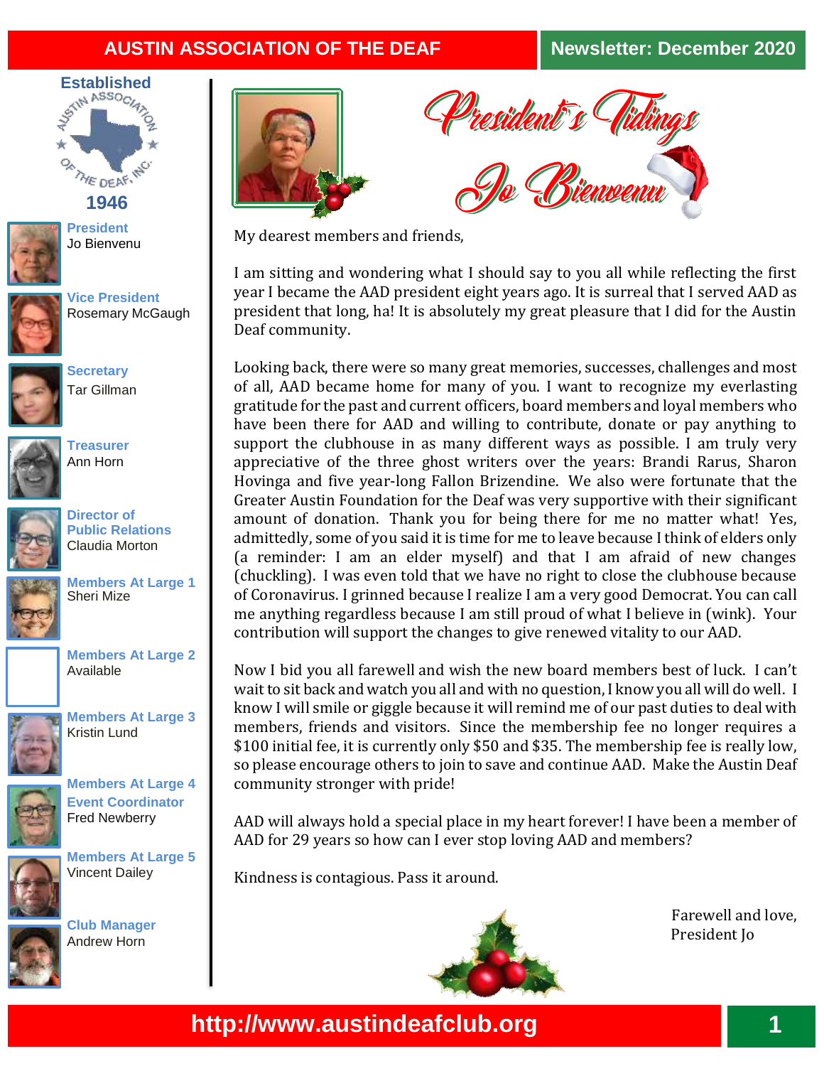# AUSTIN ASSOCIATION OF THE DEAF

**Newsletter: December 2020**

Established 1946

**President**
Jo Bienvenu

**Vice President**
Rosemary McGaugh

**Secretary**
Tar Gillman

**Treasurer**
Ann Horn

**Director of Public Relations**
Claudia Morton

**Members At Large 1**
Sheri Mize

**Members At Large 2**
Available

**Members At Large 3**
Kristin Lund

**Members At Large 4**
**Event Coordinator**
Fred Newberry

**Members At Large 5**
Vincent Dailey

**Club Manager**
Andrew Horn

## President's Tidings
## Jo Bienvenu

My dearest members and friends,

I am sitting and wondering what I should say to you all while reflecting the first year I became the AAD president eight years ago. It is surreal that I served AAD as president that long, ha! It is absolutely my great pleasure that I did for the Austin Deaf community.

Looking back, there were so many great memories, successes, challenges and most of all, AAD became home for many of you. I want to recognize my everlasting gratitude for the past and current officers, board members and loyal members who have been there for AAD and willing to contribute, donate or pay anything to support the clubhouse in as many different ways as possible. I am truly very appreciative of the three ghost writers over the years: Brandi Rarus, Sharon Hovinga and five year-long Fallon Brizendine. We also were fortunate that the Greater Austin Foundation for the Deaf was very supportive with their significant amount of donation. Thank you for being there for me no matter what! Yes, admittedly, some of you said it is time for me to leave because I think of elders only (a reminder: I am an elder myself) and that I am afraid of new changes (chuckling). I was even told that we have no right to close the clubhouse because of Coronavirus. I grinned because I realize I am a very good Democrat. You can call me anything regardless because I am still proud of what I believe in (wink). Your contribution will support the changes to give renewed vitality to our AAD.

Now I bid you all farewell and wish the new board members best of luck. I can't wait to sit back and watch you all and with no question, I know you all will do well. I know I will smile or giggle because it will remind me of our past duties to deal with members, friends and visitors. Since the membership fee no longer requires a $100 initial fee, it is currently only $50 and $35. The membership fee is really low, so please encourage others to join to save and continue AAD. Make the Austin Deaf community stronger with pride!

AAD will always hold a special place in my heart forever! I have been a member of AAD for 29 years so how can I ever stop loving AAD and members?

Kindness is contagious. Pass it around.

Farewell and love,
President Jo

http://www.austindeafclub.org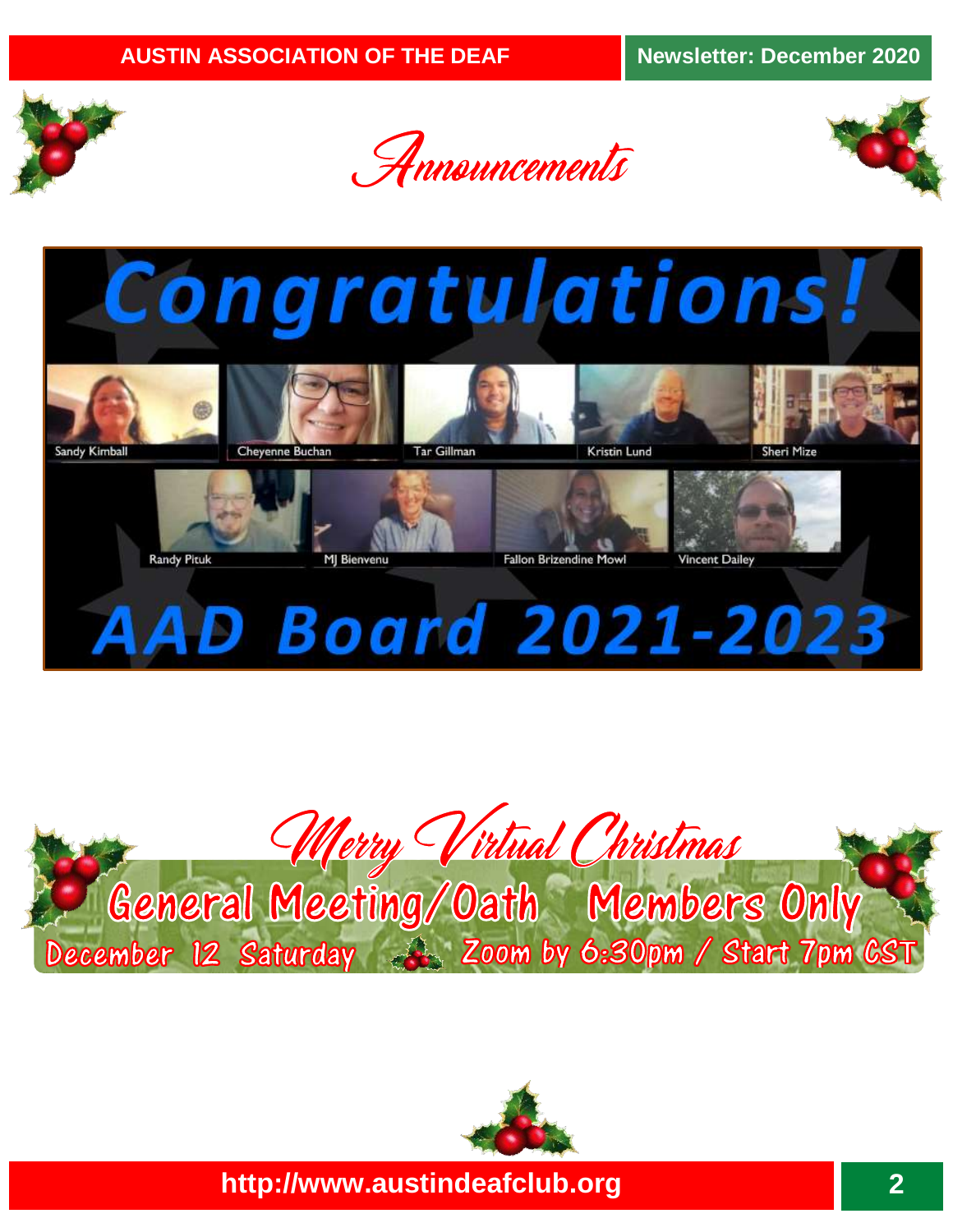# Announcements

**Congratulations!**

Sandy Kimball, Cheyenne Buchan, Tar Gillman, Kristin Lund, Sheri Mize, Randy Pituk, MJ Bienvenu, Fallon Brizendine Mowl, Vincent Dailey

**AAD Board 2021-2023**

## Merry Virtual Christmas

**General Meeting/Oath — Members Only**

December 12 Saturday — Zoom by 6:30pm / Start 7pm CST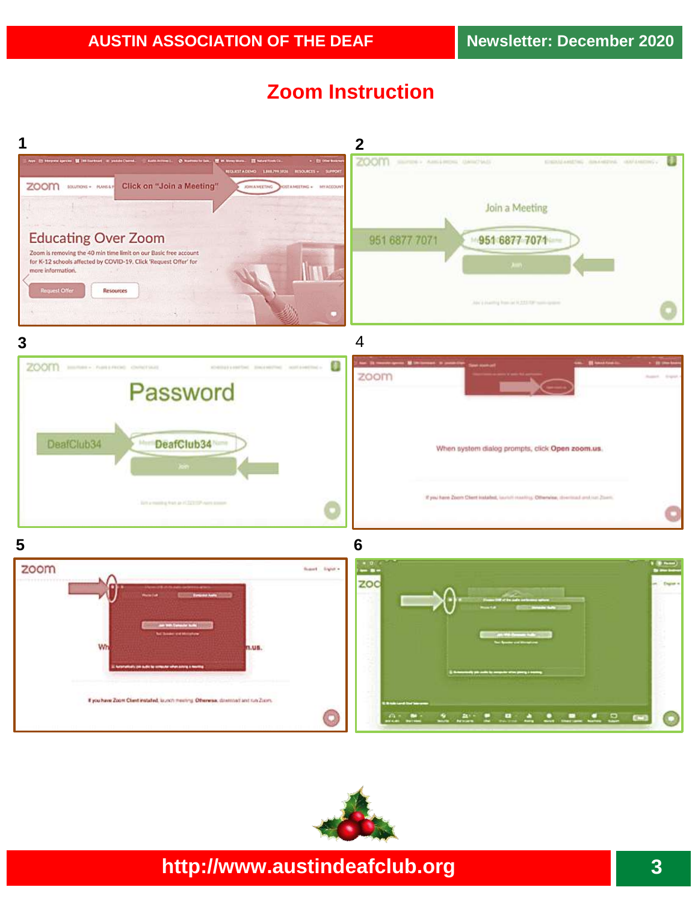# Zoom Instruction

**1**

Click on "Join a Meeting"

Educating Over Zoom

Zoom is removing the 40 min time limit on our Basic free account for K-12 schools affected by COVID-19. Click 'Request Offer' for more information.

Request Offer | Resources

**2**

Join a Meeting

951 6877 7071

951 6877 7071

Join

**3**

Password

DeafClub34

DeafClub34

Join

4

When system dialog prompts, click **Open zoom.us**.

If you have Zoom Client installed, launch meeting. Otherwise, download and run Zoom.

**5**

If you have Zoom Client installed, launch meeting. Otherwise, download and run Zoom.

**6**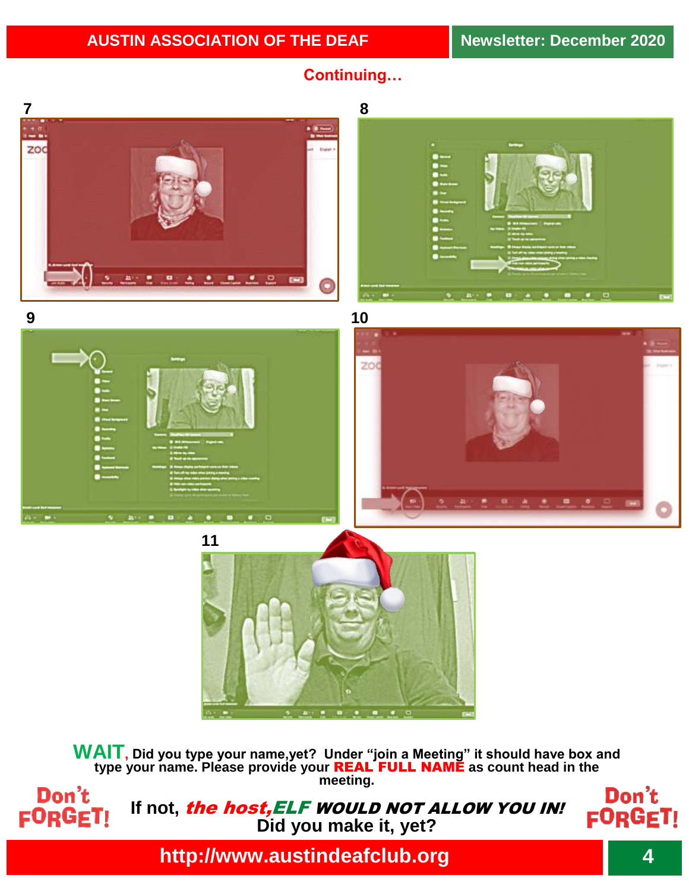**Continuing…**

7

8

9

10

11

**WAIT,** **Did you type your name,yet? Under “join a Meeting” it should have box and type your name. Please provide your REAL FULL NAME as count head in the meeting.**

**Don't FORGET!**

**If not, *the host,ELF* *WOULD NOT ALLOW YOU IN!***
**Did you make it, yet?**

**Don't FORGET!**

**http://www.austindeafclub.org**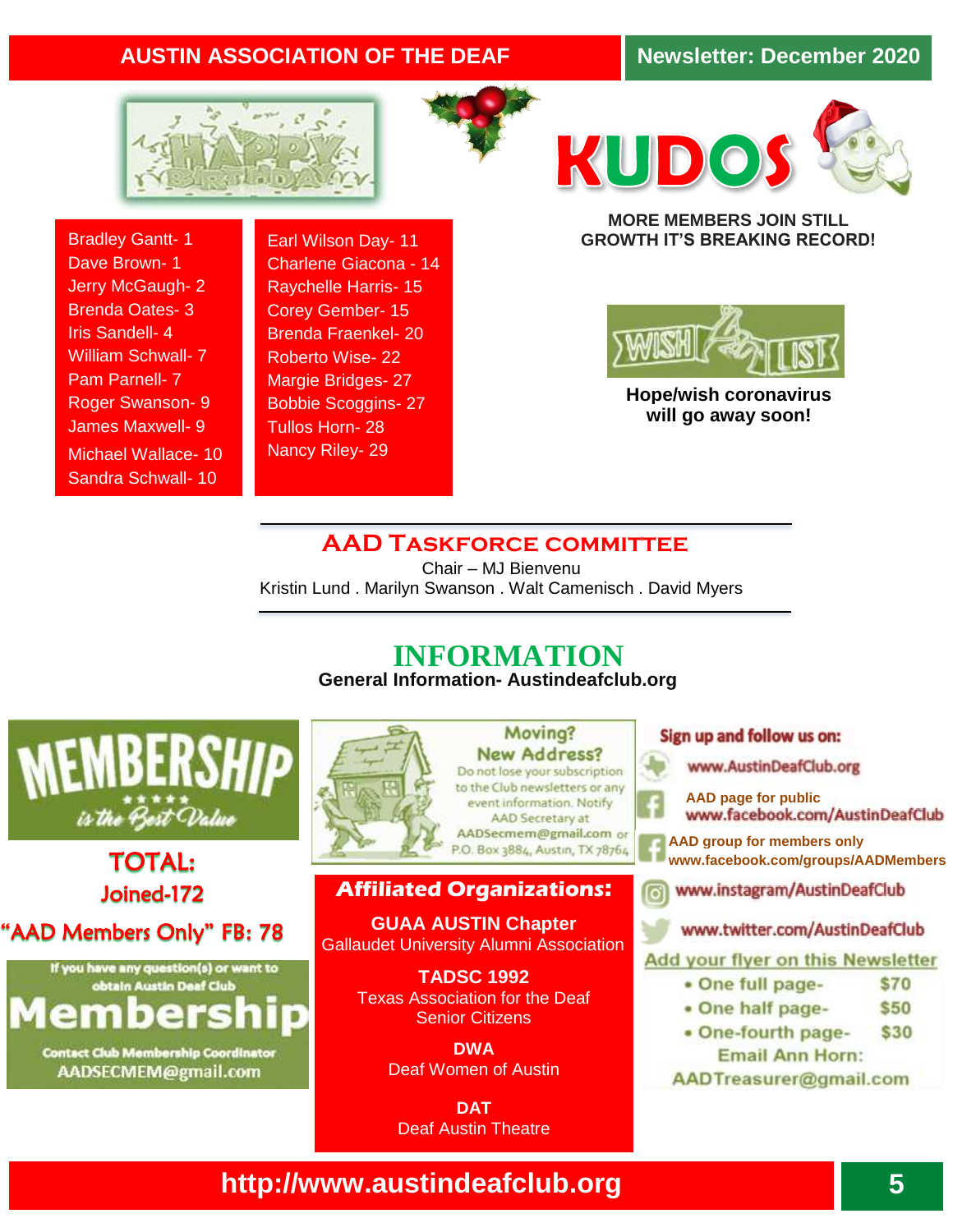# AUSTIN ASSOCIATION OF THE DEAF

**Newsletter: December 2020**

## HAPPY BIRTHDAY

- Bradley Gantt- 1
- Dave Brown- 1
- Jerry McGaugh- 2
- Brenda Oates- 3
- Iris Sandell- 4
- William Schwall- 7
- Pam Parnell- 7
- Roger Swanson- 9
- James Maxwell- 9
- Michael Wallace- 10
- Sandra Schwall- 10
- Earl Wilson Day- 11
- Charlene Giacona - 14
- Raychelle Harris- 15
- Corey Gember- 15
- Brenda Fraenkel- 20
- Roberto Wise- 22
- Margie Bridges- 27
- Bobbie Scoggins- 27
- Tullos Horn- 28
- Nancy Riley- 29

## KUDOS

**MORE MEMBERS JOIN STILL GROWTH IT'S BREAKING RECORD!**

## WISH LIST

**Hope/wish coronavirus will go away soon!**

## AAD TASKFORCE COMMITTEE

Chair – MJ Bienvenu

Kristin Lund . Marilyn Swanson . Walt Camenisch . David Myers

## INFORMATION

**General Information- Austindeafclub.org**

### MEMBERSHIP

*is the Best Value*

**TOTAL:**
**Joined-172**
**"AAD Members Only" FB: 78**

If you have any question(s) or want to obtain Austin Deaf Club **Membership**

Contact Club Membership Coordinator
AADSECMEM@gmail.com

### Moving? New Address?

Do not lose your subscription to the Club newsletters or any event information. Notify AAD Secretary at AADSecmem@gmail.com or P.O. Box 3884, Austin, TX 78764

### Affiliated Organizations:

**GUAA AUSTIN Chapter**
Gallaudet University Alumni Association

**TADSC 1992**
Texas Association for the Deaf Senior Citizens

**DWA**
Deaf Women of Austin

**DAT**
Deaf Austin Theatre

### Sign up and follow us on:

- www.AustinDeafClub.org
- **AAD page for public** www.facebook.com/AustinDeafClub
- **AAD group for members only** www.facebook.com/groups/AADMembers
- www.instagram/AustinDeafClub
- www.twitter.com/AustinDeafClub

### Add your flyer on this Newsletter

- One full page- $70
- One half page- $50
- One-fourth page- $30

Email Ann Horn:
AADTreasurer@gmail.com

**http://www.austindeafclub.org**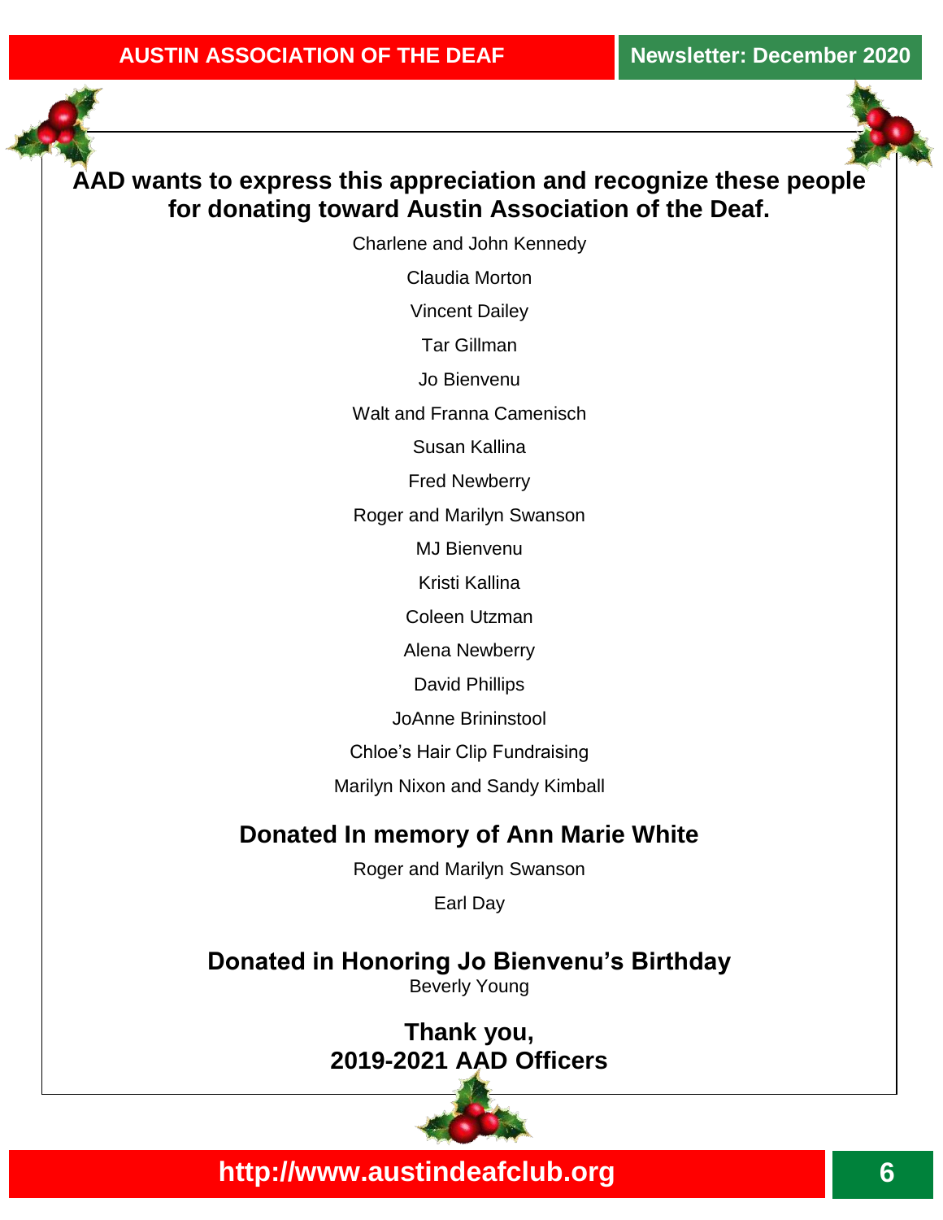## AAD wants to express this appreciation and recognize these people for donating toward Austin Association of the Deaf.

Charlene and John Kennedy

Claudia Morton

Vincent Dailey

Tar Gillman

Jo Bienvenu

Walt and Franna Camenisch

Susan Kallina

Fred Newberry

Roger and Marilyn Swanson

MJ Bienvenu

Kristi Kallina

Coleen Utzman

Alena Newberry

David Phillips

JoAnne Brininstool

Chloe’s Hair Clip Fundraising

Marilyn Nixon and Sandy Kimball

## Donated In memory of Ann Marie White

Roger and Marilyn Swanson

Earl Day

## Donated in Honoring Jo Bienvenu’s Birthday

Beverly Young

**Thank you,**
**2019-2021 AAD Officers**

**http://www.austindeafclub.org**